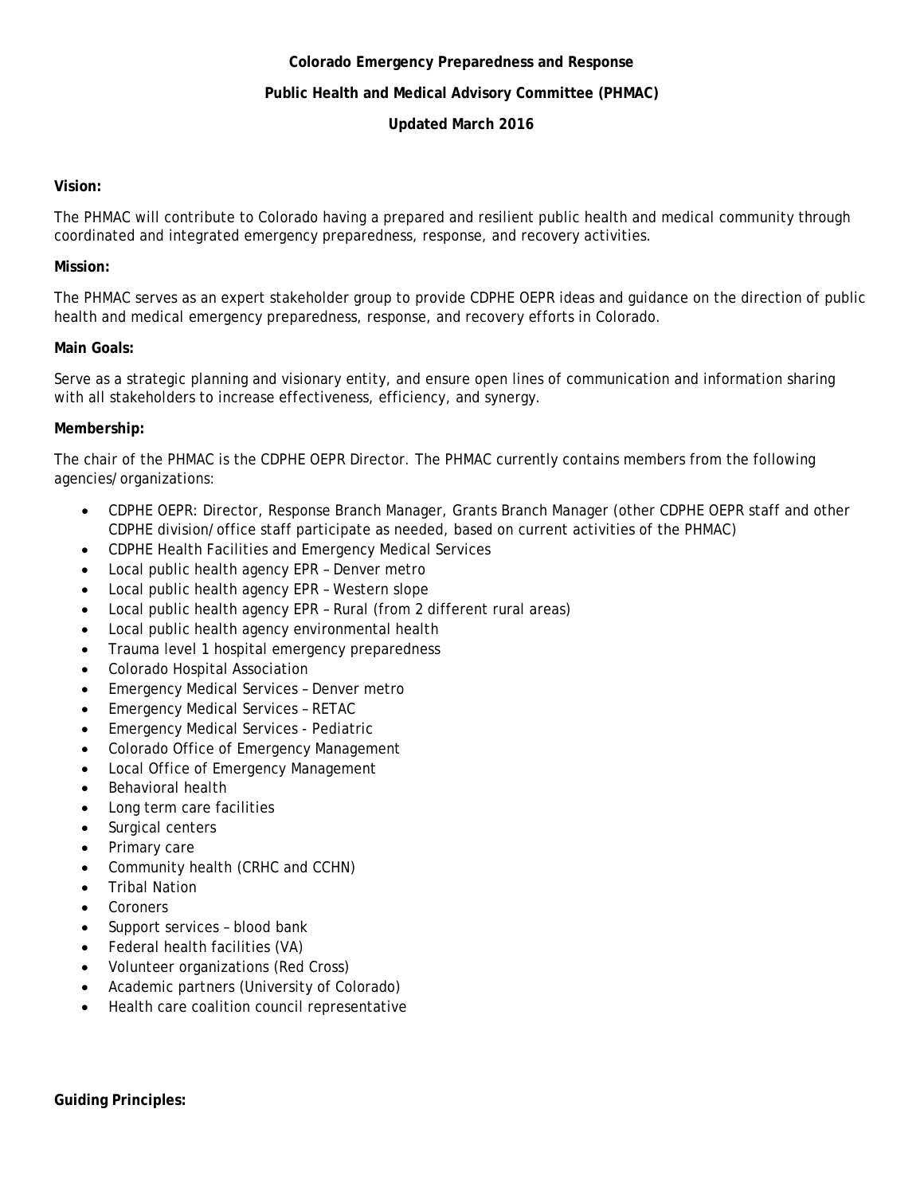**Colorado Emergency Preparedness and Response**

**Public Health and Medical Advisory Committee (PHMAC)**

**Updated March 2016**

**Vision:**

The PHMAC will contribute to Colorado having a prepared and resilient public health and medical community through coordinated and integrated emergency preparedness, response, and recovery activities.

**Mission:**

The PHMAC serves as an expert stakeholder group to provide CDPHE OEPR ideas and guidance on the direction of public health and medical emergency preparedness, response, and recovery efforts in Colorado.

**Main Goals:**

Serve as a strategic planning and visionary entity, and ensure open lines of communication and information sharing with all stakeholders to increase effectiveness, efficiency, and synergy.

**Membership:**

The chair of the PHMAC is the CDPHE OEPR Director. The PHMAC currently contains members from the following agencies/organizations:

- CDPHE OEPR: Director, Response Branch Manager, Grants Branch Manager (other CDPHE OEPR staff and other CDPHE division/office staff participate as needed, based on current activities of the PHMAC)
- CDPHE Health Facilities and Emergency Medical Services
- Local public health agency EPR – Denver metro
- Local public health agency EPR – Western slope
- Local public health agency EPR – Rural (from 2 different rural areas)
- Local public health agency environmental health
- Trauma level 1 hospital emergency preparedness
- Colorado Hospital Association
- Emergency Medical Services – Denver metro
- Emergency Medical Services – RETAC
- Emergency Medical Services - Pediatric
- Colorado Office of Emergency Management
- Local Office of Emergency Management
- Behavioral health
- Long term care facilities
- Surgical centers
- Primary care
- Community health (CRHC and CCHN)
- Tribal Nation
- Coroners
- Support services – blood bank
- Federal health facilities (VA)
- Volunteer organizations (Red Cross)
- Academic partners (University of Colorado)
- Health care coalition council representative

**Guiding Principles:**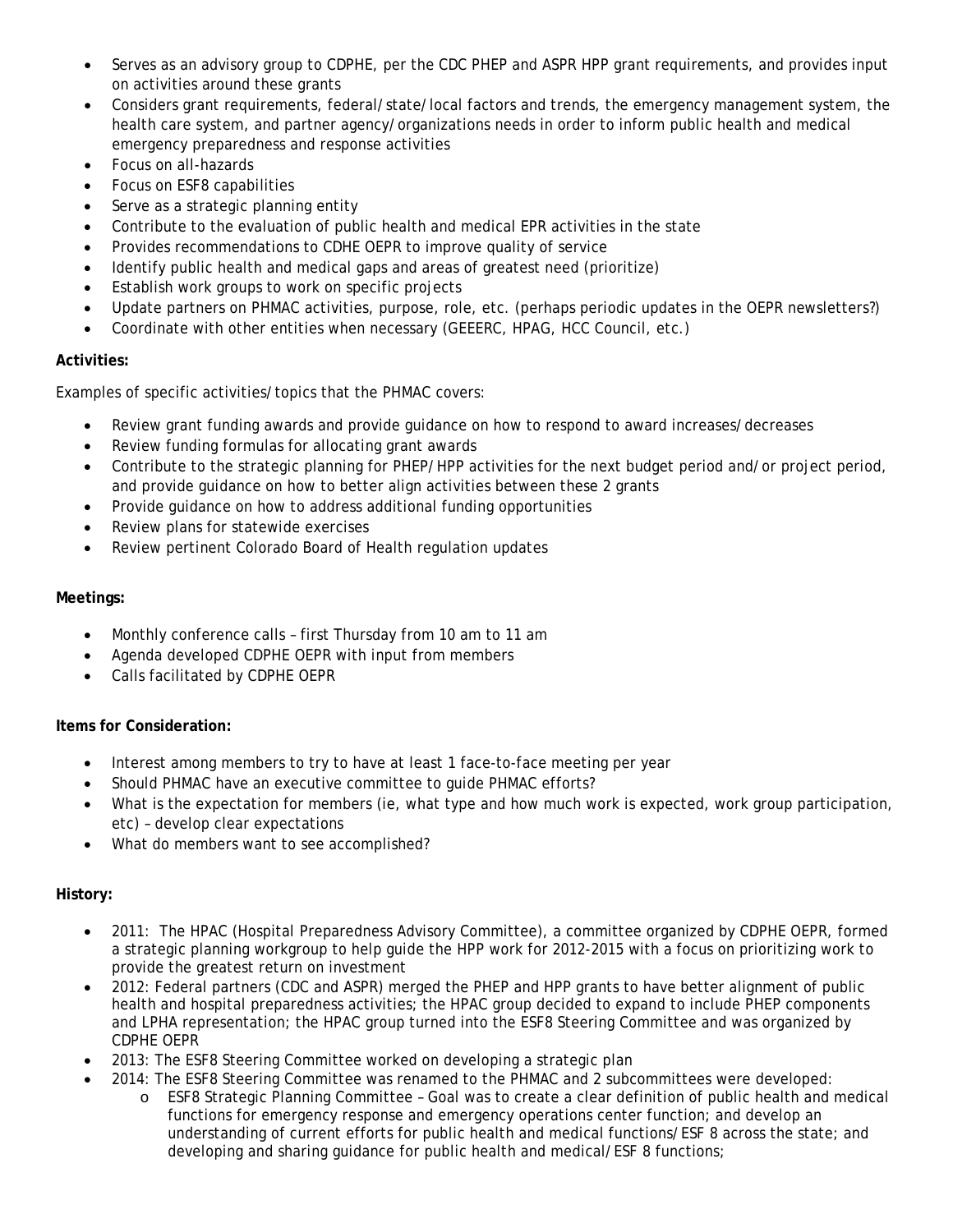- Serves as an advisory group to CDPHE, per the CDC PHEP and ASPR HPP grant requirements, and provides input on activities around these grants
- Considers grant requirements, federal/state/local factors and trends, the emergency management system, the health care system, and partner agency/organizations needs in order to inform public health and medical emergency preparedness and response activities
- Focus on all-hazards
- Focus on ESF8 capabilities
- Serve as a strategic planning entity
- Contribute to the evaluation of public health and medical EPR activities in the state
- Provides recommendations to CDHE OEPR to improve quality of service
- Identify public health and medical gaps and areas of greatest need (prioritize)
- Establish work groups to work on specific projects
- Update partners on PHMAC activities, purpose, role, etc. (perhaps periodic updates in the OEPR newsletters?)
- Coordinate with other entities when necessary (GEEERC, HPAG, HCC Council, etc.)

**Activities:**

Examples of specific activities/topics that the PHMAC covers:

- Review grant funding awards and provide guidance on how to respond to award increases/decreases
- Review funding formulas for allocating grant awards
- Contribute to the strategic planning for PHEP/HPP activities for the next budget period and/or project period, and provide guidance on how to better align activities between these 2 grants
- Provide guidance on how to address additional funding opportunities
- Review plans for statewide exercises
- Review pertinent Colorado Board of Health regulation updates

**Meetings:**

- Monthly conference calls – first Thursday from 10 am to 11 am
- Agenda developed CDPHE OEPR with input from members
- Calls facilitated by CDPHE OEPR

**Items for Consideration:**

- Interest among members to try to have at least 1 face-to-face meeting per year
- Should PHMAC have an executive committee to guide PHMAC efforts?
- What is the expectation for members (ie, what type and how much work is expected, work group participation, etc) – develop clear expectations
- What do members want to see accomplished?

**History:**

- 2011: The HPAC (Hospital Preparedness Advisory Committee), a committee organized by CDPHE OEPR, formed a strategic planning workgroup to help guide the HPP work for 2012-2015 with a focus on prioritizing work to provide the greatest return on investment
- 2012: Federal partners (CDC and ASPR) merged the PHEP and HPP grants to have better alignment of public health and hospital preparedness activities; the HPAC group decided to expand to include PHEP components and LPHA representation; the HPAC group turned into the ESF8 Steering Committee and was organized by CDPHE OEPR
- 2013: The ESF8 Steering Committee worked on developing a strategic plan
- 2014: The ESF8 Steering Committee was renamed to the PHMAC and 2 subcommittees were developed:
  - ESF8 Strategic Planning Committee – Goal was to create a clear definition of public health and medical functions for emergency response and emergency operations center function; and develop an understanding of current efforts for public health and medical functions/ESF 8 across the state; and developing and sharing guidance for public health and medical/ESF 8 functions;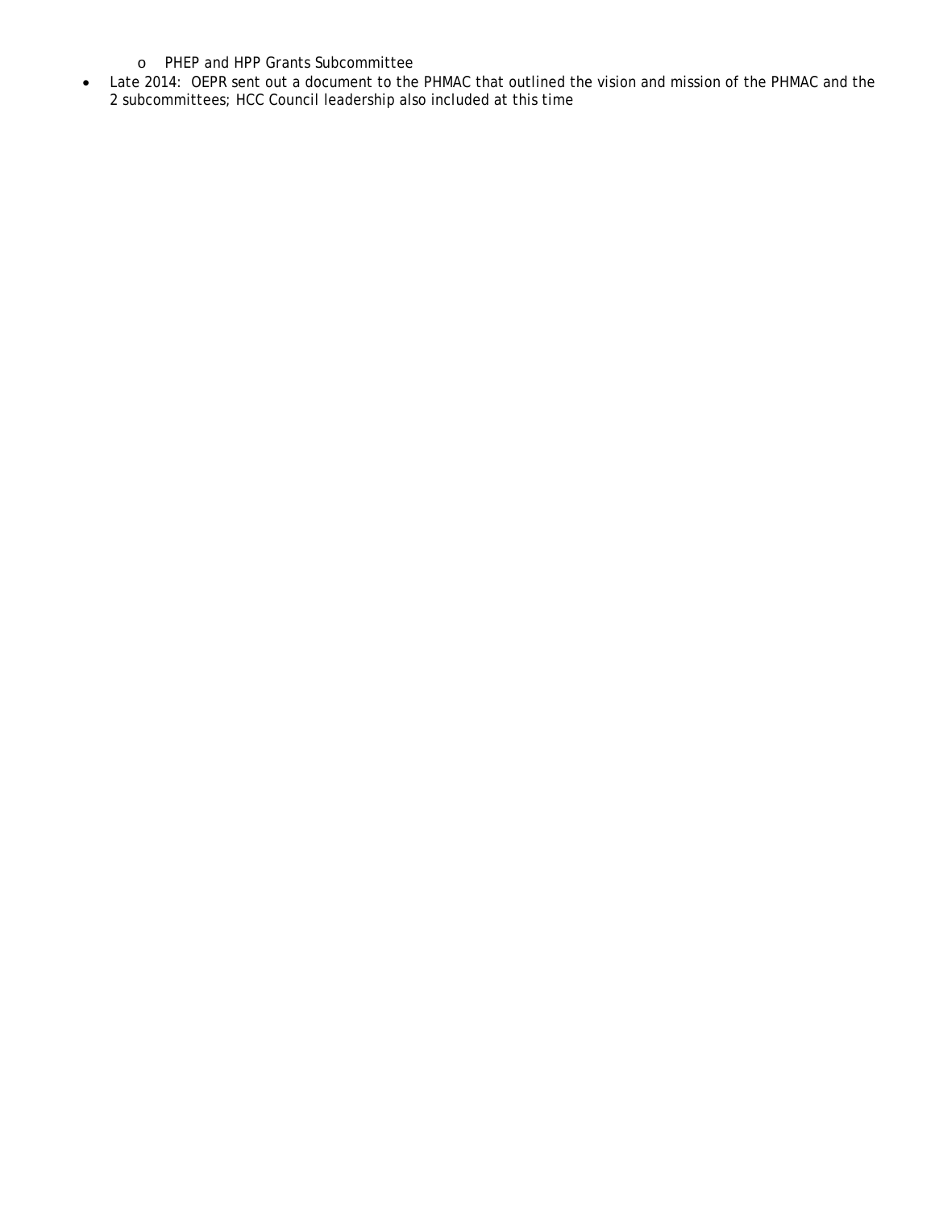- PHEP and HPP Grants Subcommittee
- Late 2014: OEPR sent out a document to the PHMAC that outlined the vision and mission of the PHMAC and the 2 subcommittees; HCC Council leadership also included at this time